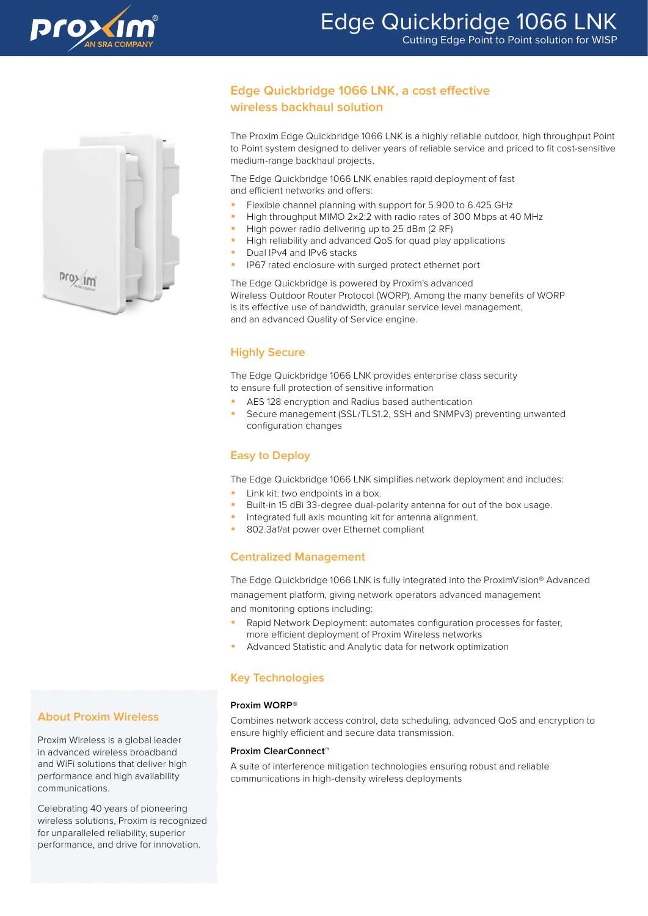# Edge Quickbridge 1066 LNK

Cutting Edge Point to Point solution for WISP

## Edge Quickbridge 1066 LNK, a cost effective wireless backhaul solution

The Proxim Edge Quickbridge 1066 LNK is a highly reliable outdoor, high throughput Point to Point system designed to deliver years of reliable service and priced to fit cost-sensitive medium-range backhaul projects.

The Edge Quickbridge 1066 LNK enables rapid deployment of fast and efficient networks and offers:

- Flexible channel planning with support for 5.900 to 6.425 GHz
- High throughput MIMO 2x2:2 with radio rates of 300 Mbps at 40 MHz
- High power radio delivering up to 25 dBm (2 RF)
- High reliability and advanced QoS for quad play applications
- Dual IPv4 and IPv6 stacks
- IP67 rated enclosure with surged protect ethernet port

The Edge Quickbridge is powered by Proxim's advanced Wireless Outdoor Router Protocol (WORP). Among the many benefits of WORP is its effective use of bandwidth, granular service level management, and an advanced Quality of Service engine.

## Highly Secure

The Edge Quickbridge 1066 LNK provides enterprise class security to ensure full protection of sensitive information

- AES 128 encryption and Radius based authentication
- Secure management (SSL/TLS1.2, SSH and SNMPv3) preventing unwanted configuration changes

## Easy to Deploy

The Edge Quickbridge 1066 LNK simplifies network deployment and includes:

- Link kit: two endpoints in a box.
- Built-in 15 dBi 33-degree dual-polarity antenna for out of the box usage.
- Integrated full axis mounting kit for antenna alignment.
- 802.3af/at power over Ethernet compliant

## Centralized Management

The Edge Quickbridge 1066 LNK is fully integrated into the ProximVision® Advanced management platform, giving network operators advanced management and monitoring options including:

- Rapid Network Deployment: automates configuration processes for faster, more efficient deployment of Proxim Wireless networks
- Advanced Statistic and Analytic data for network optimization

## Key Technologies

**Proxim WORP®**

Combines network access control, data scheduling, advanced QoS and encryption to ensure highly efficient and secure data transmission.

**Proxim ClearConnect™**

A suite of interference mitigation technologies ensuring robust and reliable communications in high-density wireless deployments

## About Proxim Wireless

Proxim Wireless is a global leader in advanced wireless broadband and WiFi solutions that deliver high performance and high availability communications.

Celebrating 40 years of pioneering wireless solutions, Proxim is recognized for unparalleled reliability, superior performance, and drive for innovation.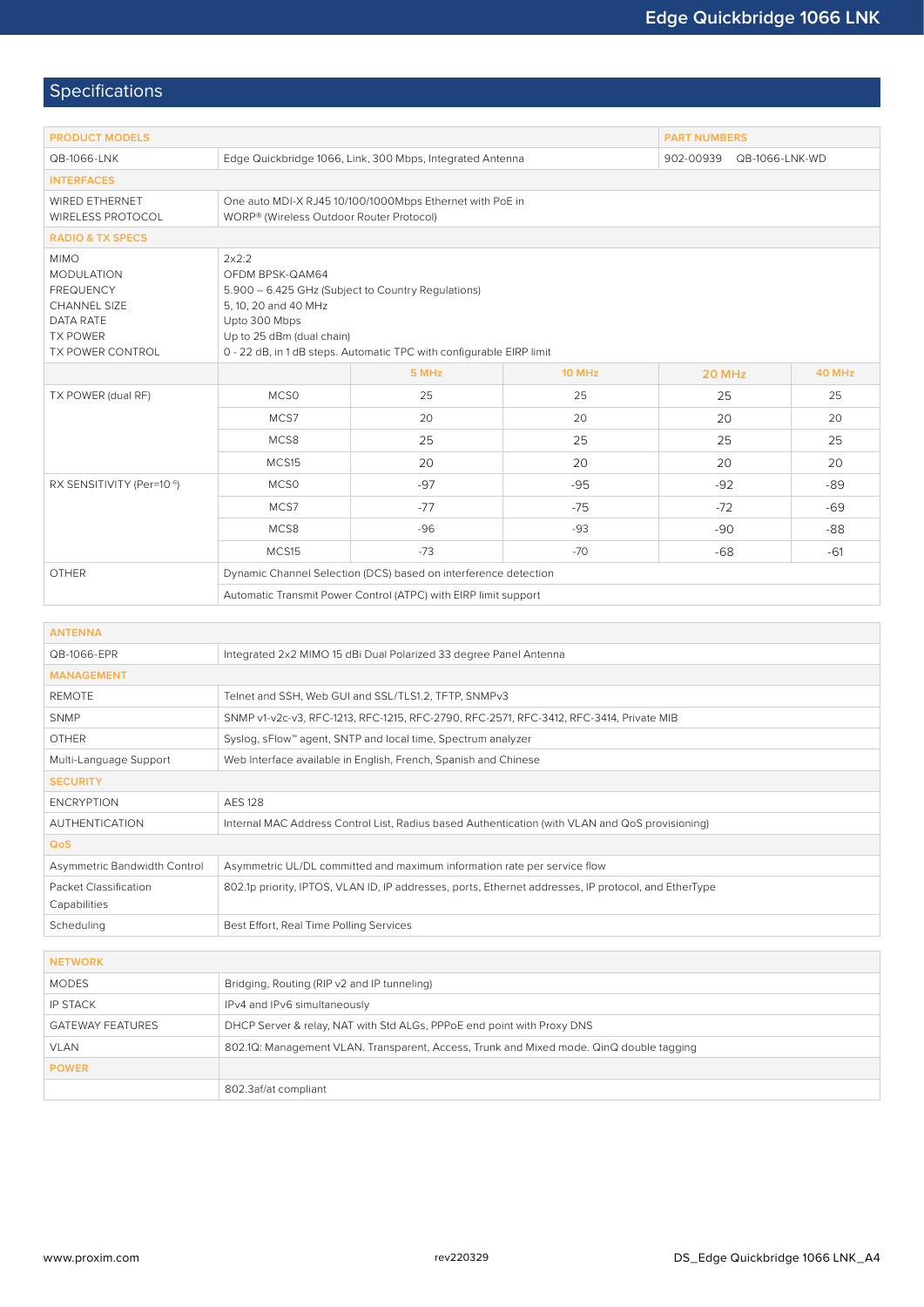## Specifications

| PRODUCT MODELS | | | | | PART NUMBERS |
|---|---|---|---|---|---|
| QB-1066-LNK | Edge Quickbridge 1066, Link, 300 Mbps, Integrated Antenna | | | | 902-00939 QB-1066-LNK-WD |
| **INTERFACES** | | | | | |
| WIRED ETHERNET<br>WIRELESS PROTOCOL | One auto MDI-X RJ45 10/100/1000Mbps Ethernet with PoE in<br>WORP® (Wireless Outdoor Router Protocol) | | | | |
| **RADIO & TX SPECS** | | | | | |
| MIMO<br>MODULATION<br>FREQUENCY<br>CHANNEL SIZE<br>DATA RATE<br>TX POWER<br>TX POWER CONTROL | 2x2:2<br>OFDM BPSK-QAM64<br>5.900 – 6.425 GHz (Subject to Country Regulations)<br>5, 10, 20 and 40 MHz<br>Upto 300 Mbps<br>Up to 25 dBm (dual chain)<br>0 - 22 dB, in 1 dB steps. Automatic TPC with configurable EIRP limit | | | | |
| | | 5 MHz | 10 MHz | 20 MHz | 40 MHz |
| TX POWER (dual RF) | MCS0 | 25 | 25 | 25 | 25 |
| | MCS7 | 20 | 20 | 20 | 20 |
| | MCS8 | 25 | 25 | 25 | 25 |
| | MCS15 | 20 | 20 | 20 | 20 |
| RX SENSITIVITY (Per=$10^{-6}$) | MCS0 | -97 | -95 | -92 | -89 |
| | MCS7 | -77 | -75 | -72 | -69 |
| | MCS8 | -96 | -93 | -90 | -88 |
| | MCS15 | -73 | -70 | -68 | -61 |
| OTHER | Dynamic Channel Selection (DCS) based on interference detection | | | | |
| | Automatic Transmit Power Control (ATPC) with EIRP limit support | | | | |

| ANTENNA | |
|---|---|
| QB-1066-EPR | Integrated 2x2 MIMO 15 dBi Dual Polarized 33 degree Panel Antenna |
| **MANAGEMENT** | |
| REMOTE | Telnet and SSH, Web GUI and SSL/TLS1.2, TFTP, SNMPv3 |
| SNMP | SNMP v1-v2c-v3, RFC-1213, RFC-1215, RFC-2790, RFC-2571, RFC-3412, RFC-3414, Private MIB |
| OTHER | Syslog, sFlow™ agent, SNTP and local time, Spectrum analyzer |
| Multi-Language Support | Web Interface available in English, French, Spanish and Chinese |
| **SECURITY** | |
| ENCRYPTION | AES 128 |
| AUTHENTICATION | Internal MAC Address Control List, Radius based Authentication (with VLAN and QoS provisioning) |
| **QoS** | |
| Asymmetric Bandwidth Control | Asymmetric UL/DL committed and maximum information rate per service flow |
| Packet Classification Capabilities | 802.1p priority, IPTOS, VLAN ID, IP addresses, ports, Ethernet addresses, IP protocol, and EtherType |
| Scheduling | Best Effort, Real Time Polling Services |

| NETWORK | |
|---|---|
| MODES | Bridging, Routing (RIP v2 and IP tunneling) |
| IP STACK | IPv4 and IPv6 simultaneously |
| GATEWAY FEATURES | DHCP Server & relay, NAT with Std ALGs, PPPoE end point with Proxy DNS |
| VLAN | 802.1Q: Management VLAN. Transparent, Access, Trunk and Mixed mode. QinQ double tagging |
| **POWER** | |
| | 802.3af/at compliant |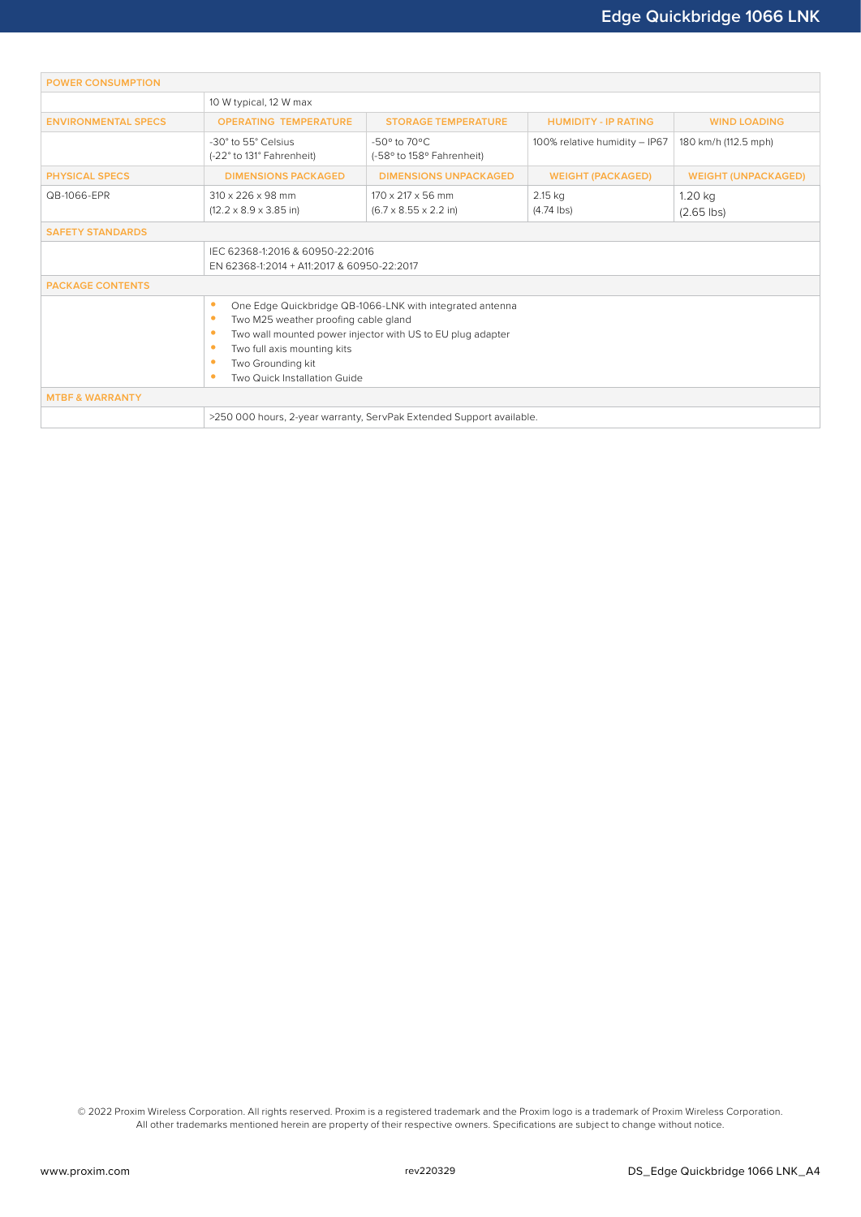| | | | | |
|---|---|---|---|---|
| **POWER CONSUMPTION** | | | | |
| | 10 W typical, 12 W max | | | |
| **ENVIRONMENTAL SPECS** | **OPERATING TEMPERATURE** | **STORAGE TEMPERATURE** | **HUMIDITY - IP RATING** | **WIND LOADING** |
| | -30° to 55° Celsius (-22° to 131° Fahrenheit) | -50° to 70°C (-58° to 158° Fahrenheit) | 100% relative humidity – IP67 | 180 km/h (112.5 mph) |
| **PHYSICAL SPECS** | **DIMENSIONS PACKAGED** | **DIMENSIONS UNPACKAGED** | **WEIGHT (PACKAGED)** | **WEIGHT (UNPACKAGED)** |
| QB-1066-EPR | 310 x 226 x 98 mm (12.2 x 8.9 x 3.85 in) | 170 x 217 x 56 mm (6.7 x 8.55 x 2.2 in) | 2.15 kg (4.74 lbs) | 1.20 kg (2.65 lbs) |
| **SAFETY STANDARDS** | | | | |
| | IEC 62368-1:2016 & 60950-22:2016<br>EN 62368-1:2014 + A11:2017 & 60950-22:2017 | | | |
| **PACKAGE CONTENTS** | | | | |
| | • One Edge Quickbridge QB-1066-LNK with integrated antenna<br>• Two M25 weather proofing cable gland<br>• Two wall mounted power injector with US to EU plug adapter<br>• Two full axis mounting kits<br>• Two Grounding kit<br>• Two Quick Installation Guide | | | |
| **MTBF & WARRANTY** | | | | |
| | >250 000 hours, 2-year warranty, ServPak Extended Support available. | | | |

© 2022 Proxim Wireless Corporation. All rights reserved. Proxim is a registered trademark and the Proxim logo is a trademark of Proxim Wireless Corporation. All other trademarks mentioned herein are property of their respective owners. Specifications are subject to change without notice.

www.proxim.com rev220329 DS_Edge Quickbridge 1066 LNK_A4